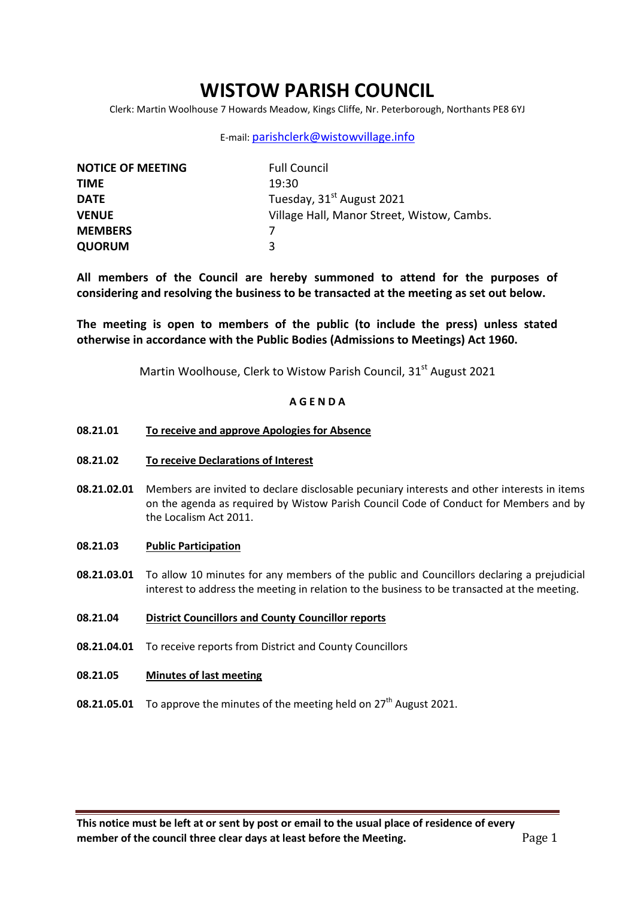# WISTOW PARISH COUNCIL

Clerk: Martin Woolhouse 7 Howards Meadow, Kings Cliffe, Nr. Peterborough, Northants PE8 6YJ

E-mail: parishclerk@wistowvillage.info

| | |
|---|---|
| **NOTICE OF MEETING** | Full Council |
| **TIME** | 19:30 |
| **DATE** | Tuesday, 31st August 2021 |
| **VENUE** | Village Hall, Manor Street, Wistow, Cambs. |
| **MEMBERS** | 7 |
| **QUORUM** | 3 |

**All members of the Council are hereby summoned to attend for the purposes of considering and resolving the business to be transacted at the meeting as set out below.**

**The meeting is open to members of the public (to include the press) unless stated otherwise in accordance with the Public Bodies (Admissions to Meetings) Act 1960.**

Martin Woolhouse, Clerk to Wistow Parish Council, 31st August 2021

## A G E N D A

**08.21.01** **To receive and approve Apologies for Absence**

**08.21.02** **To receive Declarations of Interest**

**08.21.02.01** Members are invited to declare disclosable pecuniary interests and other interests in items on the agenda as required by Wistow Parish Council Code of Conduct for Members and by the Localism Act 2011.

**08.21.03** **Public Participation**

**08.21.03.01** To allow 10 minutes for any members of the public and Councillors declaring a prejudicial interest to address the meeting in relation to the business to be transacted at the meeting.

**08.21.04** **District Councillors and County Councillor reports**

**08.21.04.01** To receive reports from District and County Councillors

**08.21.05** **Minutes of last meeting**

**08.21.05.01** To approve the minutes of the meeting held on 27th August 2021.

**This notice must be left at or sent by post or email to the usual place of residence of every member of the council three clear days at least before the Meeting.**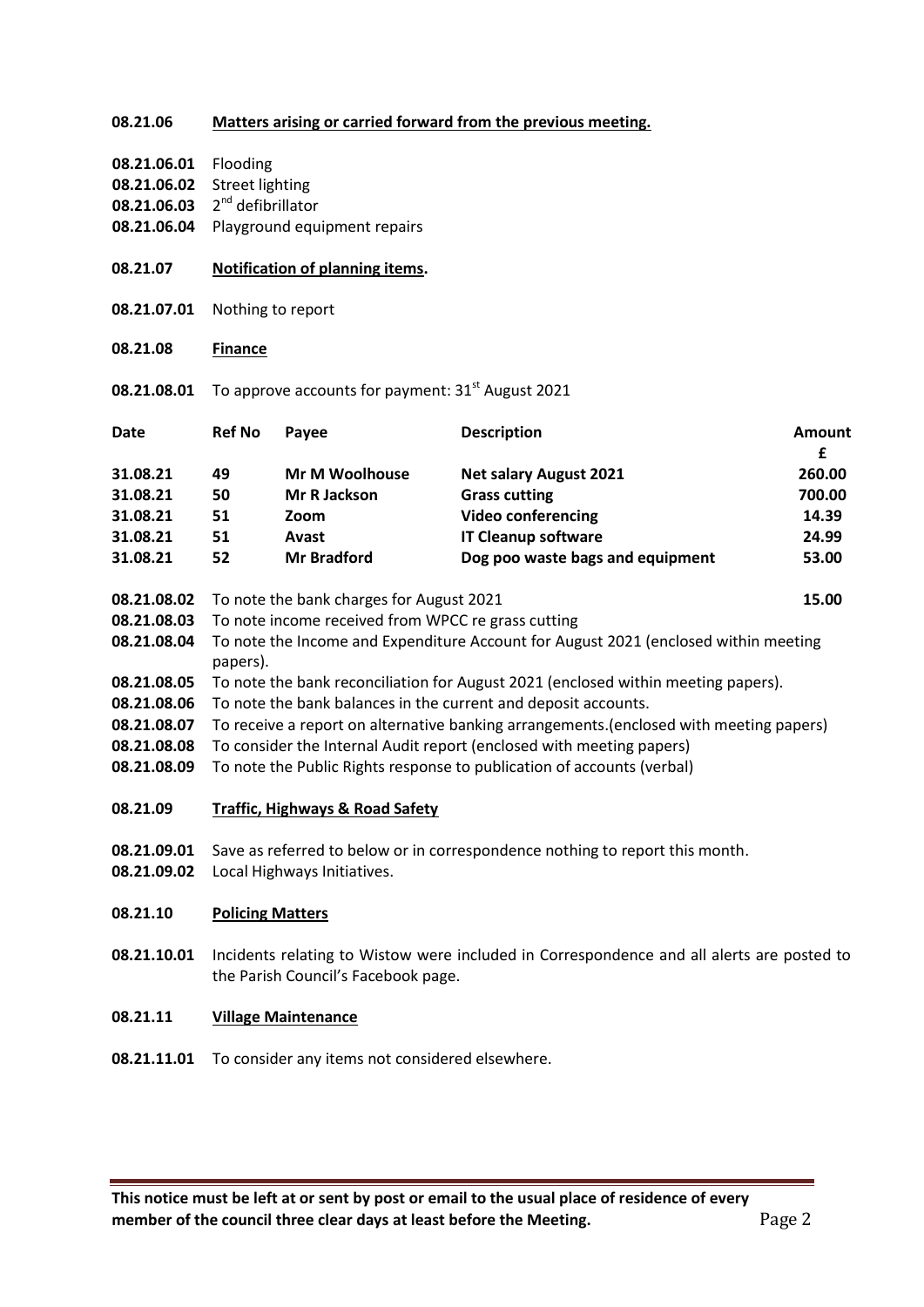**08.21.06** **Matters arising or carried forward from the previous meeting.**

**08.21.06.01** Flooding
**08.21.06.02** Street lighting
**08.21.06.03** 2nd defibrillator
**08.21.06.04** Playground equipment repairs

**08.21.07** **Notification of planning items.**

**08.21.07.01** Nothing to report

**08.21.08** **Finance**

**08.21.08.01** To approve accounts for payment: 31st August 2021

| Date | Ref No | Payee | Description | Amount £ |
|---|---|---|---|---|
| **31.08.21** | **49** | **Mr M Woolhouse** | **Net salary August 2021** | **260.00** |
| **31.08.21** | **50** | **Mr R Jackson** | **Grass cutting** | **700.00** |
| **31.08.21** | **51** | **Zoom** | **Video conferencing** | **14.39** |
| **31.08.21** | **51** | **Avast** | **IT Cleanup software** | **24.99** |
| **31.08.21** | **52** | **Mr Bradford** | **Dog poo waste bags and equipment** | **53.00** |

**08.21.08.02** To note the bank charges for August 2021 **15.00**
**08.21.08.03** To note income received from WPCC re grass cutting
**08.21.08.04** To note the Income and Expenditure Account for August 2021 (enclosed within meeting papers).
**08.21.08.05** To note the bank reconciliation for August 2021 (enclosed within meeting papers).
**08.21.08.06** To note the bank balances in the current and deposit accounts.
**08.21.08.07** To receive a report on alternative banking arrangements.(enclosed with meeting papers)
**08.21.08.08** To consider the Internal Audit report (enclosed with meeting papers)
**08.21.08.09** To note the Public Rights response to publication of accounts (verbal)

**08.21.09** **Traffic, Highways & Road Safety**

**08.21.09.01** Save as referred to below or in correspondence nothing to report this month.
**08.21.09.02** Local Highways Initiatives.

**08.21.10** **Policing Matters**

**08.21.10.01** Incidents relating to Wistow were included in Correspondence and all alerts are posted to the Parish Council's Facebook page.

**08.21.11** **Village Maintenance**

**08.21.11.01** To consider any items not considered elsewhere.

**This notice must be left at or sent by post or email to the usual place of residence of every member of the council three clear days at least before the Meeting.**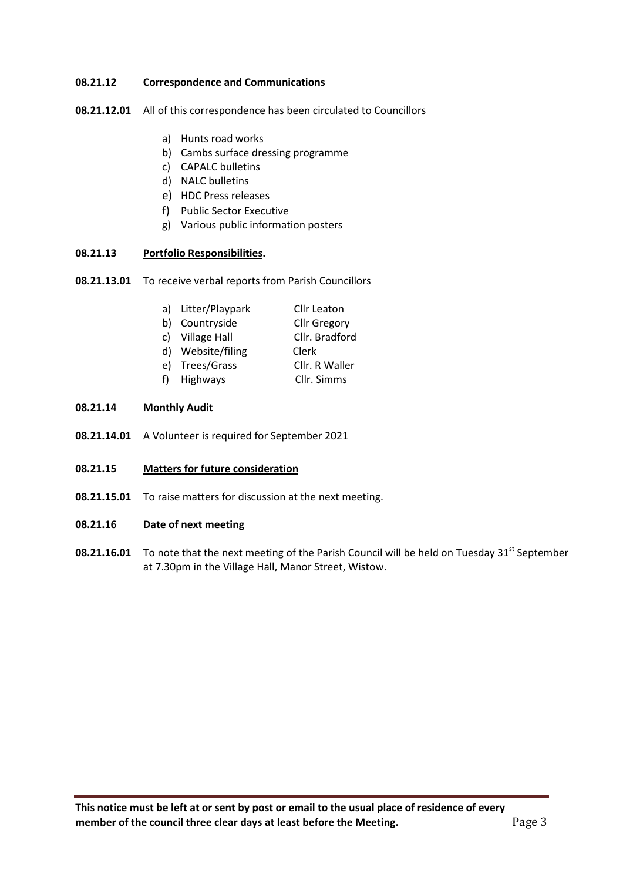**08.21.12** **Correspondence and Communications**

**08.21.12.01** All of this correspondence has been circulated to Councillors

a) Hunts road works
b) Cambs surface dressing programme
c) CAPALC bulletins
d) NALC bulletins
e) HDC Press releases
f) Public Sector Executive
g) Various public information posters

**08.21.13** **Portfolio Responsibilities.**

**08.21.13.01** To receive verbal reports from Parish Councillors

| | |
|---|---|
| a) Litter/Playpark | Cllr Leaton |
| b) Countryside | Cllr Gregory |
| c) Village Hall | Cllr. Bradford |
| d) Website/filing | Clerk |
| e) Trees/Grass | Cllr. R Waller |
| f) Highways | Cllr. Simms |

**08.21.14** **Monthly Audit**

**08.21.14.01** A Volunteer is required for September 2021

**08.21.15** **Matters for future consideration**

**08.21.15.01** To raise matters for discussion at the next meeting.

**08.21.16** **Date of next meeting**

**08.21.16.01** To note that the next meeting of the Parish Council will be held on Tuesday 31st September at 7.30pm in the Village Hall, Manor Street, Wistow.

**This notice must be left at or sent by post or email to the usual place of residence of every member of the council three clear days at least before the Meeting.**